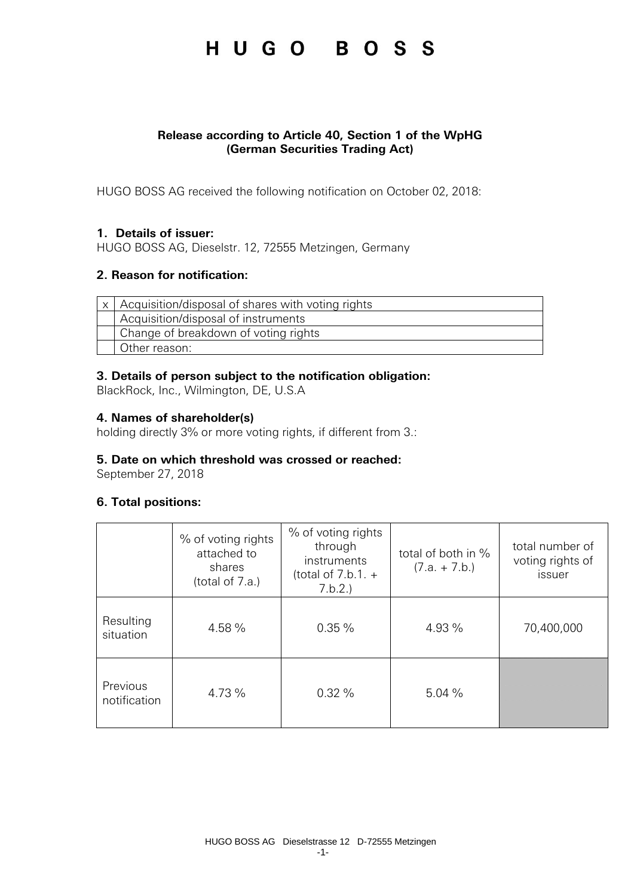# H U G O   B O S S

**Release according to Article 40, Section 1 of the WpHG (German Securities Trading Act)**

HUGO BOSS AG received the following notification on October 02, 2018:

**1. Details of issuer:**

HUGO BOSS AG, Dieselstr. 12, 72555 Metzingen, Germany

**2. Reason for notification:**

| | |
|---|---|
| x | Acquisition/disposal of shares with voting rights |
| | Acquisition/disposal of instruments |
| | Change of breakdown of voting rights |
| | Other reason: |

**3. Details of person subject to the notification obligation:**

BlackRock, Inc., Wilmington, DE, U.S.A

**4. Names of shareholder(s)**

holding directly 3% or more voting rights, if different from 3.:

**5. Date on which threshold was crossed or reached:**

September 27, 2018

**6. Total positions:**

| | % of voting rights attached to shares (total of 7.a.) | % of voting rights through instruments (total of 7.b.1. + 7.b.2.) | total of both in % (7.a. + 7.b.) | total number of voting rights of issuer |
|---|---|---|---|---|
| Resulting situation | 4.58 % | 0.35 % | 4.93 % | 70,400,000 |
| Previous notification | 4.73 % | 0.32 % | 5.04 % | |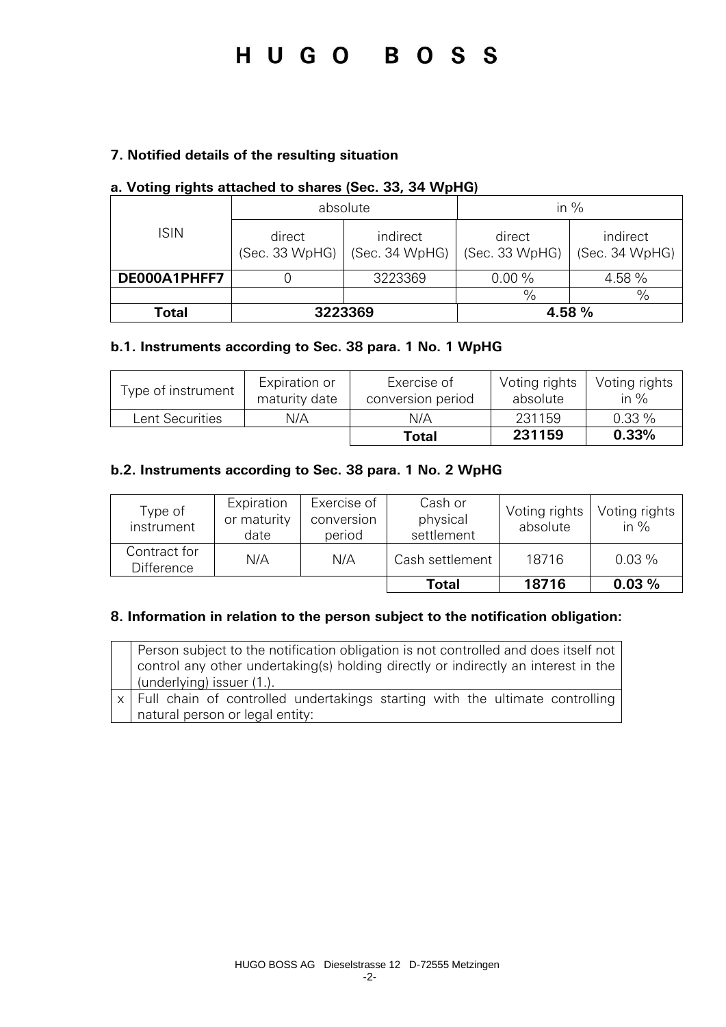### 7. Notified details of the resulting situation

#### a. Voting rights attached to shares (Sec. 33, 34 WpHG)

| ISIN | absolute | | in % | |
|---|---|---|---|---|
| | direct (Sec. 33 WpHG) | indirect (Sec. 34 WpHG) | direct (Sec. 33 WpHG) | indirect (Sec. 34 WpHG) |
| **DE000A1PHFF7** | 0 | 3223369 | 0.00 % | 4.58 % |
| | | | % | % |
| **Total** | **3223369** | | **4.58 %** | |

#### b.1. Instruments according to Sec. 38 para. 1 No. 1 WpHG

| Type of instrument | Expiration or maturity date | Exercise of conversion period | Voting rights absolute | Voting rights in % |
|---|---|---|---|---|
| Lent Securities | N/A | N/A | 231159 | 0.33 % |
| | | **Total** | **231159** | **0.33%** |

#### b.2. Instruments according to Sec. 38 para. 1 No. 2 WpHG

| Type of instrument | Expiration or maturity date | Exercise of conversion period | Cash or physical settlement | Voting rights absolute | Voting rights in % |
|---|---|---|---|---|---|
| Contract for Difference | N/A | N/A | Cash settlement | 18716 | 0.03 % |
| | | | **Total** | **18716** | **0.03 %** |

### 8. Information in relation to the person subject to the notification obligation:

| | |
|---|---|
| | Person subject to the notification obligation is not controlled and does itself not control any other undertaking(s) holding directly or indirectly an interest in the (underlying) issuer (1.). |
| x | Full chain of controlled undertakings starting with the ultimate controlling natural person or legal entity: |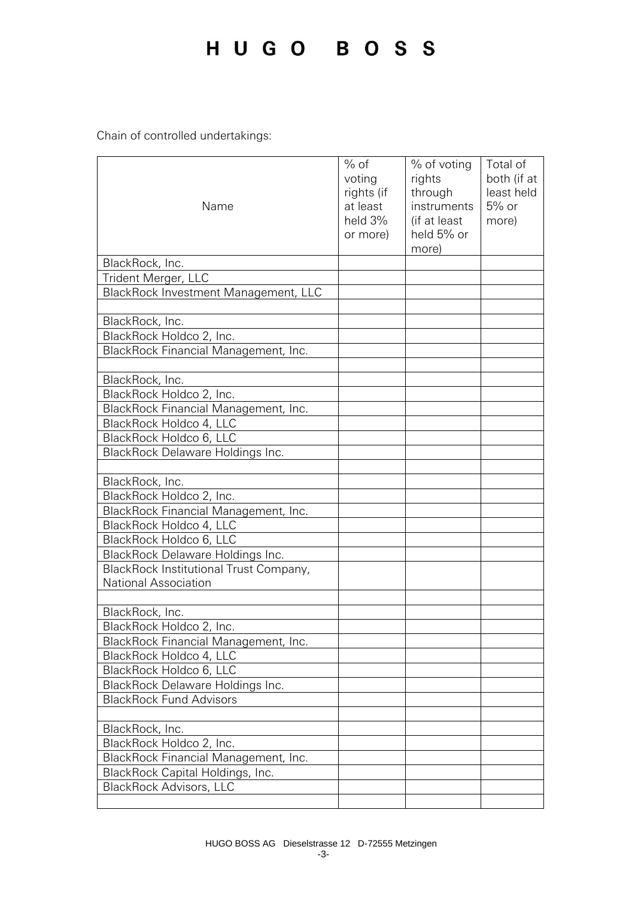Chain of controlled undertakings:

| Name | % of voting rights (if at least held 3% or more) | % of voting rights through instruments (if at least held 5% or more) | Total of both (if at least held 5% or more) |
|---|---|---|---|
| BlackRock, Inc. | | | |
| Trident Merger, LLC | | | |
| BlackRock Investment Management, LLC | | | |
| | | | |
| BlackRock, Inc. | | | |
| BlackRock Holdco 2, Inc. | | | |
| BlackRock Financial Management, Inc. | | | |
| | | | |
| BlackRock, Inc. | | | |
| BlackRock Holdco 2, Inc. | | | |
| BlackRock Financial Management, Inc. | | | |
| BlackRock Holdco 4, LLC | | | |
| BlackRock Holdco 6, LLC | | | |
| BlackRock Delaware Holdings Inc. | | | |
| | | | |
| BlackRock, Inc. | | | |
| BlackRock Holdco 2, Inc. | | | |
| BlackRock Financial Management, Inc. | | | |
| BlackRock Holdco 4, LLC | | | |
| BlackRock Holdco 6, LLC | | | |
| BlackRock Delaware Holdings Inc. | | | |
| BlackRock Institutional Trust Company, National Association | | | |
| | | | |
| BlackRock, Inc. | | | |
| BlackRock Holdco 2, Inc. | | | |
| BlackRock Financial Management, Inc. | | | |
| BlackRock Holdco 4, LLC | | | |
| BlackRock Holdco 6, LLC | | | |
| BlackRock Delaware Holdings Inc. | | | |
| BlackRock Fund Advisors | | | |
| | | | |
| BlackRock, Inc. | | | |
| BlackRock Holdco 2, Inc. | | | |
| BlackRock Financial Management, Inc. | | | |
| BlackRock Capital Holdings, Inc. | | | |
| BlackRock Advisors, LLC | | | |
| | | | |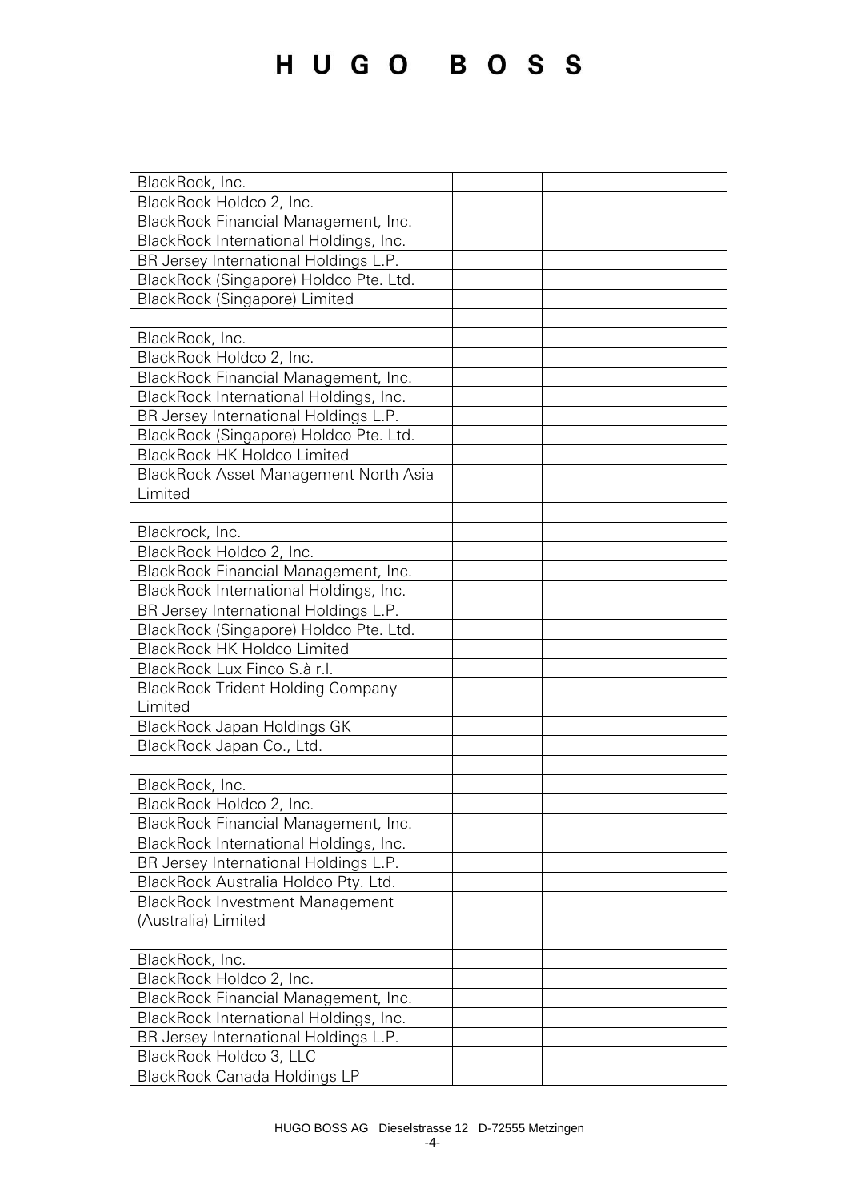| | | | |
|---|---|---|---|
| BlackRock, Inc. | | | |
| BlackRock Holdco 2, Inc. | | | |
| BlackRock Financial Management, Inc. | | | |
| BlackRock International Holdings, Inc. | | | |
| BR Jersey International Holdings L.P. | | | |
| BlackRock (Singapore) Holdco Pte. Ltd. | | | |
| BlackRock (Singapore) Limited | | | |
| | | | |
| BlackRock, Inc. | | | |
| BlackRock Holdco 2, Inc. | | | |
| BlackRock Financial Management, Inc. | | | |
| BlackRock International Holdings, Inc. | | | |
| BR Jersey International Holdings L.P. | | | |
| BlackRock (Singapore) Holdco Pte. Ltd. | | | |
| BlackRock HK Holdco Limited | | | |
| BlackRock Asset Management North Asia Limited | | | |
| | | | |
| Blackrock, Inc. | | | |
| BlackRock Holdco 2, Inc. | | | |
| BlackRock Financial Management, Inc. | | | |
| BlackRock International Holdings, Inc. | | | |
| BR Jersey International Holdings L.P. | | | |
| BlackRock (Singapore) Holdco Pte. Ltd. | | | |
| BlackRock HK Holdco Limited | | | |
| BlackRock Lux Finco S.à r.l. | | | |
| BlackRock Trident Holding Company Limited | | | |
| BlackRock Japan Holdings GK | | | |
| BlackRock Japan Co., Ltd. | | | |
| | | | |
| BlackRock, Inc. | | | |
| BlackRock Holdco 2, Inc. | | | |
| BlackRock Financial Management, Inc. | | | |
| BlackRock International Holdings, Inc. | | | |
| BR Jersey International Holdings L.P. | | | |
| BlackRock Australia Holdco Pty. Ltd. | | | |
| BlackRock Investment Management (Australia) Limited | | | |
| | | | |
| BlackRock, Inc. | | | |
| BlackRock Holdco 2, Inc. | | | |
| BlackRock Financial Management, Inc. | | | |
| BlackRock International Holdings, Inc. | | | |
| BR Jersey International Holdings L.P. | | | |
| BlackRock Holdco 3, LLC | | | |
| BlackRock Canada Holdings LP | | | |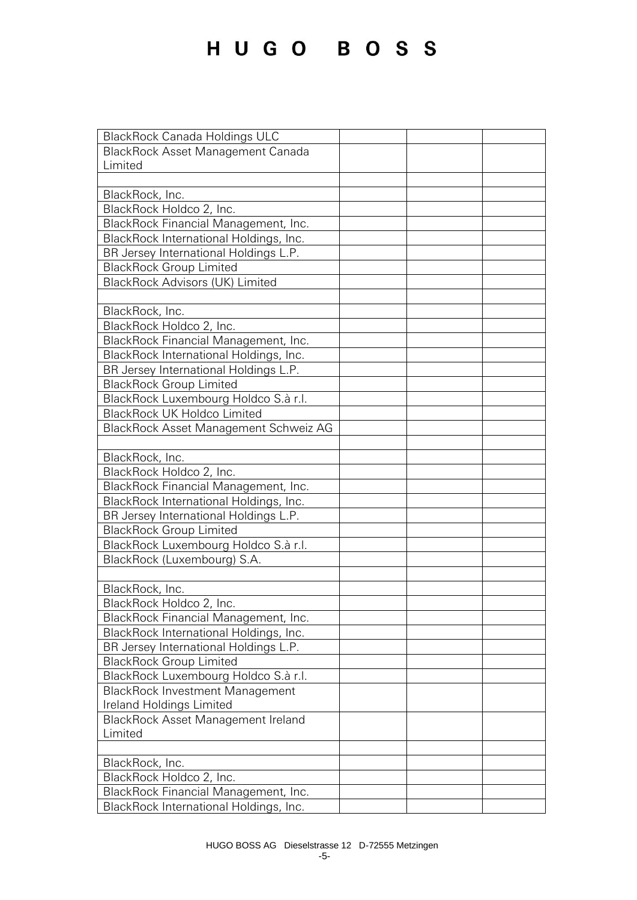| | | | |
|---|---|---|---|
| BlackRock Canada Holdings ULC | | | |
| BlackRock Asset Management Canada Limited | | | |
| | | | |
| BlackRock, Inc. | | | |
| BlackRock Holdco 2, Inc. | | | |
| BlackRock Financial Management, Inc. | | | |
| BlackRock International Holdings, Inc. | | | |
| BR Jersey International Holdings L.P. | | | |
| BlackRock Group Limited | | | |
| BlackRock Advisors (UK) Limited | | | |
| | | | |
| BlackRock, Inc. | | | |
| BlackRock Holdco 2, Inc. | | | |
| BlackRock Financial Management, Inc. | | | |
| BlackRock International Holdings, Inc. | | | |
| BR Jersey International Holdings L.P. | | | |
| BlackRock Group Limited | | | |
| BlackRock Luxembourg Holdco S.à r.l. | | | |
| BlackRock UK Holdco Limited | | | |
| BlackRock Asset Management Schweiz AG | | | |
| | | | |
| BlackRock, Inc. | | | |
| BlackRock Holdco 2, Inc. | | | |
| BlackRock Financial Management, Inc. | | | |
| BlackRock International Holdings, Inc. | | | |
| BR Jersey International Holdings L.P. | | | |
| BlackRock Group Limited | | | |
| BlackRock Luxembourg Holdco S.à r.l. | | | |
| BlackRock (Luxembourg) S.A. | | | |
| | | | |
| BlackRock, Inc. | | | |
| BlackRock Holdco 2, Inc. | | | |
| BlackRock Financial Management, Inc. | | | |
| BlackRock International Holdings, Inc. | | | |
| BR Jersey International Holdings L.P. | | | |
| BlackRock Group Limited | | | |
| BlackRock Luxembourg Holdco S.à r.l. | | | |
| BlackRock Investment Management Ireland Holdings Limited | | | |
| BlackRock Asset Management Ireland Limited | | | |
| | | | |
| BlackRock, Inc. | | | |
| BlackRock Holdco 2, Inc. | | | |
| BlackRock Financial Management, Inc. | | | |
| BlackRock International Holdings, Inc. | | | |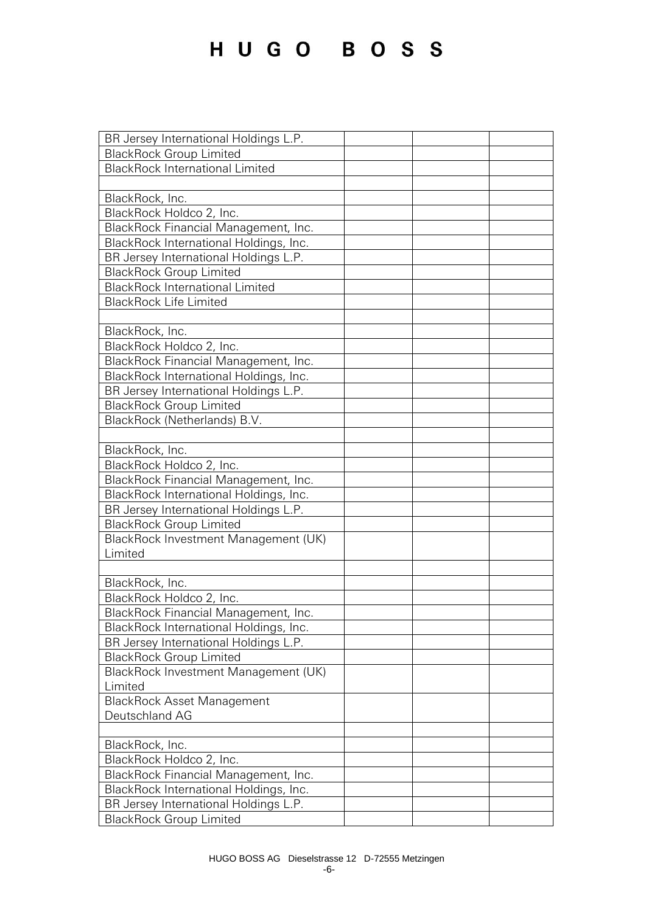| | | | |
|---|---|---|---|
| BR Jersey International Holdings L.P. | | | |
| BlackRock Group Limited | | | |
| BlackRock International Limited | | | |
| | | | |
| BlackRock, Inc. | | | |
| BlackRock Holdco 2, Inc. | | | |
| BlackRock Financial Management, Inc. | | | |
| BlackRock International Holdings, Inc. | | | |
| BR Jersey International Holdings L.P. | | | |
| BlackRock Group Limited | | | |
| BlackRock International Limited | | | |
| BlackRock Life Limited | | | |
| | | | |
| BlackRock, Inc. | | | |
| BlackRock Holdco 2, Inc. | | | |
| BlackRock Financial Management, Inc. | | | |
| BlackRock International Holdings, Inc. | | | |
| BR Jersey International Holdings L.P. | | | |
| BlackRock Group Limited | | | |
| BlackRock (Netherlands) B.V. | | | |
| | | | |
| BlackRock, Inc. | | | |
| BlackRock Holdco 2, Inc. | | | |
| BlackRock Financial Management, Inc. | | | |
| BlackRock International Holdings, Inc. | | | |
| BR Jersey International Holdings L.P. | | | |
| BlackRock Group Limited | | | |
| BlackRock Investment Management (UK) Limited | | | |
| | | | |
| BlackRock, Inc. | | | |
| BlackRock Holdco 2, Inc. | | | |
| BlackRock Financial Management, Inc. | | | |
| BlackRock International Holdings, Inc. | | | |
| BR Jersey International Holdings L.P. | | | |
| BlackRock Group Limited | | | |
| BlackRock Investment Management (UK) Limited | | | |
| BlackRock Asset Management Deutschland AG | | | |
| | | | |
| BlackRock, Inc. | | | |
| BlackRock Holdco 2, Inc. | | | |
| BlackRock Financial Management, Inc. | | | |
| BlackRock International Holdings, Inc. | | | |
| BR Jersey International Holdings L.P. | | | |
| BlackRock Group Limited | | | |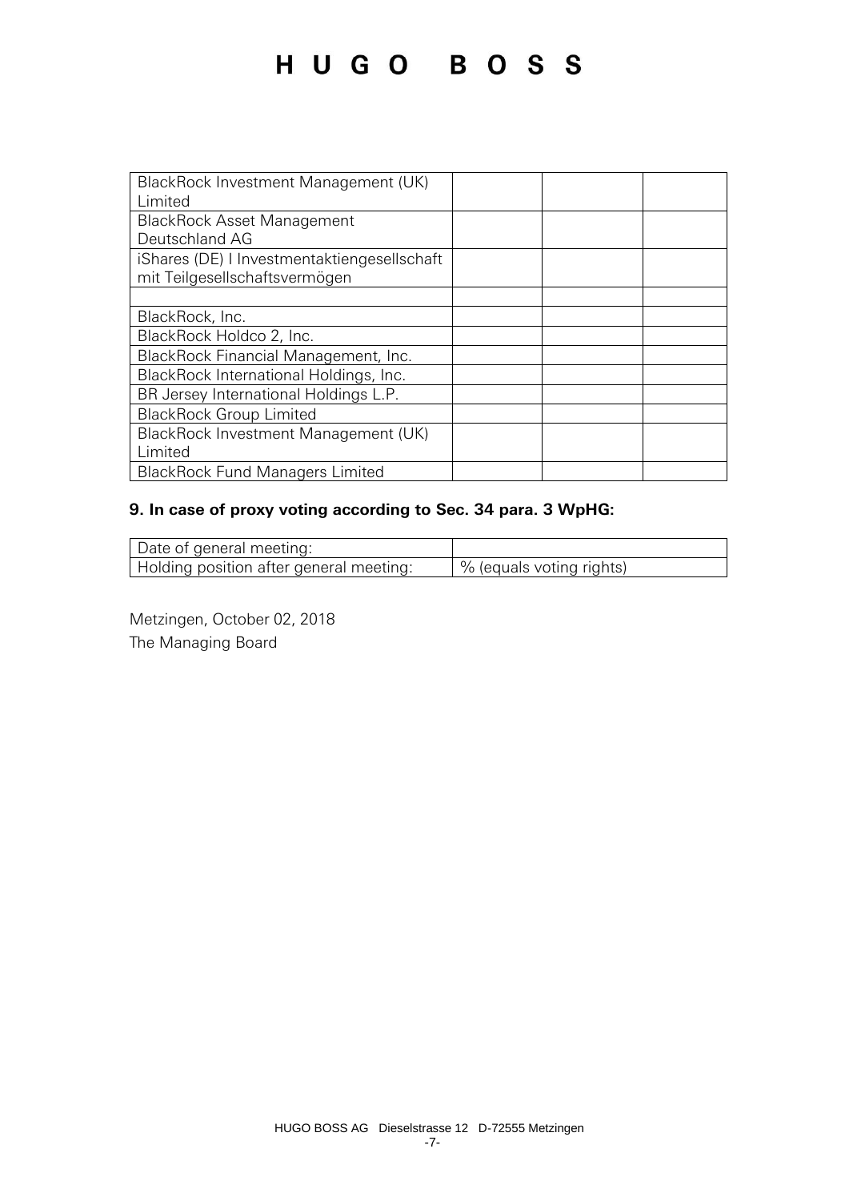| | | | |
|---|---|---|---|
| BlackRock Investment Management (UK) Limited | | | |
| BlackRock Asset Management Deutschland AG | | | |
| iShares (DE) I Investmentaktiengesellschaft mit Teilgesellschaftsvermögen | | | |
| | | | |
| BlackRock, Inc. | | | |
| BlackRock Holdco 2, Inc. | | | |
| BlackRock Financial Management, Inc. | | | |
| BlackRock International Holdings, Inc. | | | |
| BR Jersey International Holdings L.P. | | | |
| BlackRock Group Limited | | | |
| BlackRock Investment Management (UK) Limited | | | |
| BlackRock Fund Managers Limited | | | |

### 9. In case of proxy voting according to Sec. 34 para. 3 WpHG:

| | |
|---|---|
| Date of general meeting: | |
| Holding position after general meeting: | % (equals voting rights) |

Metzingen, October 02, 2018
The Managing Board

HUGO BOSS AG Dieselstrasse 12 D-72555 Metzingen